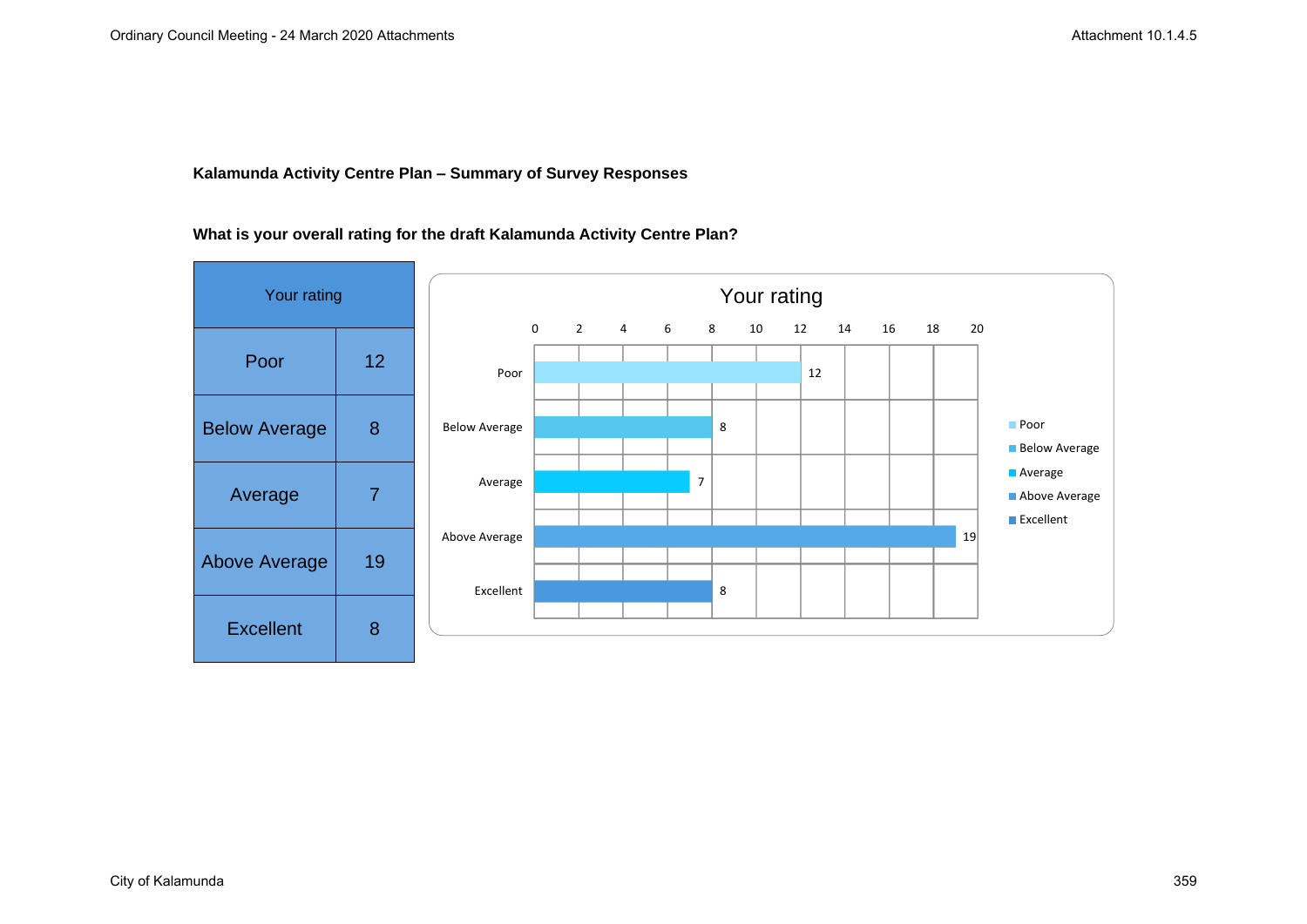**Kalamunda Activity Centre Plan – Summary of Survey Responses**

**What is your overall rating for the draft Kalamunda Activity Centre Plan?**

| Your rating | |
|---|---|
| Poor | 12 |
| Below Average | 8 |
| Average | 7 |
| Above Average | 19 |
| Excellent | 8 |

Your rating

| Rating | Count |
|---|---|
| Poor | 12 |
| Below Average | 8 |
| Average | 7 |
| Above Average | 19 |
| Excellent | 8 |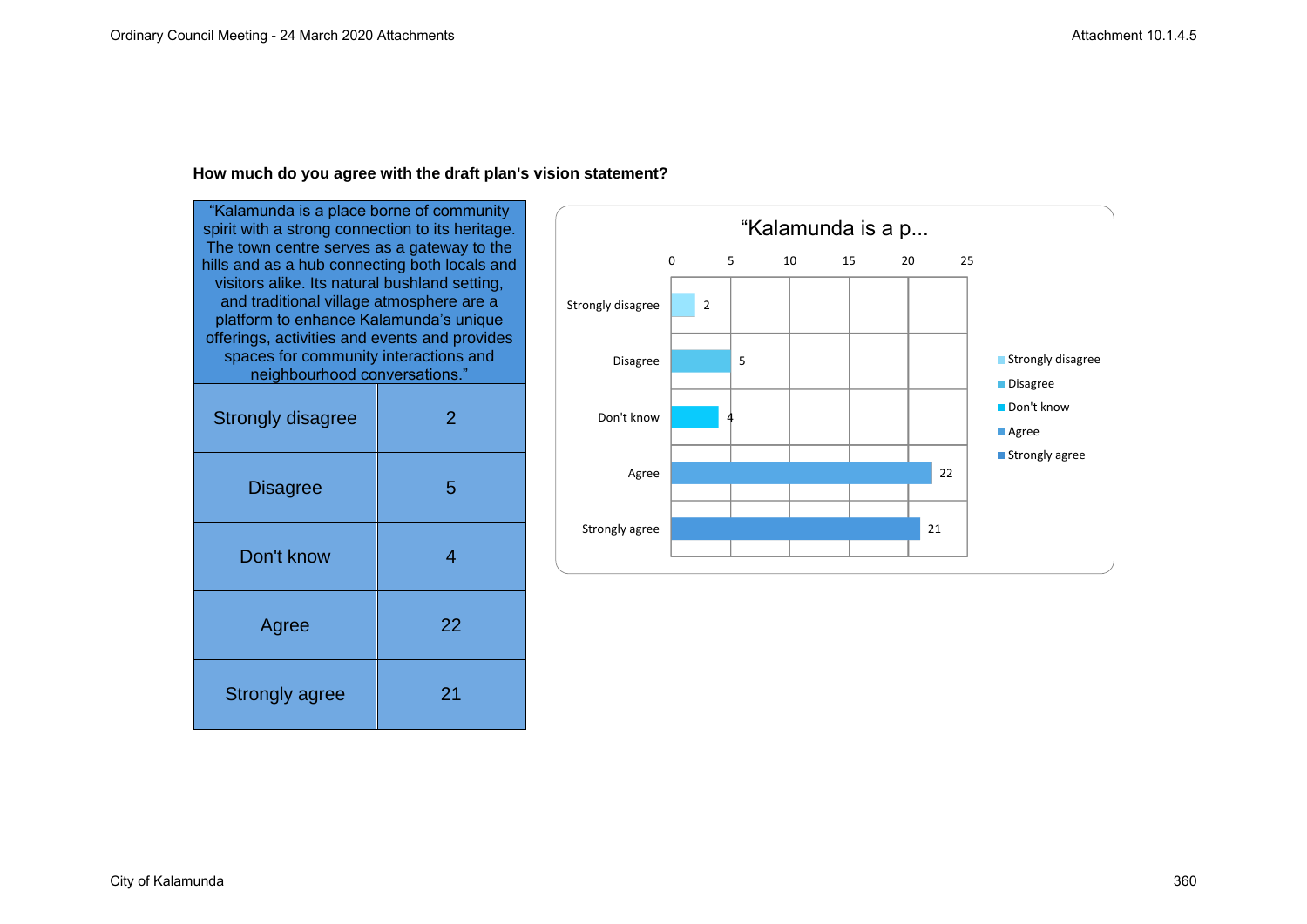**How much do you agree with the draft plan's vision statement?**

| “Kalamunda is a place borne of community spirit with a strong connection to its heritage. The town centre serves as a gateway to the hills and as a hub connecting both locals and visitors alike. Its natural bushland setting, and traditional village atmosphere are a platform to enhance Kalamunda’s unique offerings, activities and events and provides spaces for community interactions and neighbourhood conversations.” | |
|---|---|
| Strongly disagree | 2 |
| Disagree | 5 |
| Don't know | 4 |
| Agree | 22 |
| Strongly agree | 21 |

“Kalamunda is a p...

| Response | Count |
|---|---|
| Strongly disagree | 2 |
| Disagree | 5 |
| Don't know | 4 |
| Agree | 22 |
| Strongly agree | 21 |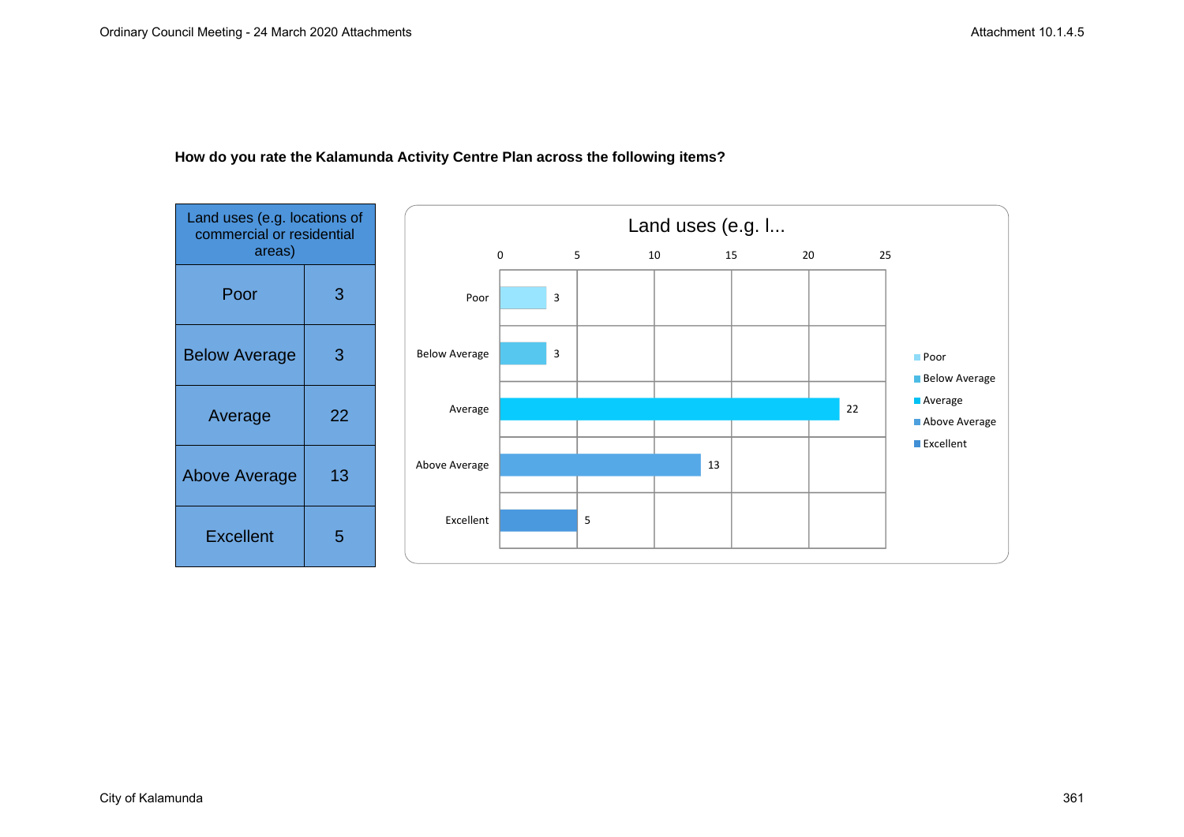**How do you rate the Kalamunda Activity Centre Plan across the following items?**

| Land uses (e.g. locations of commercial or residential areas) | |
|---|---|
| Poor | 3 |
| Below Average | 3 |
| Average | 22 |
| Above Average | 13 |
| Excellent | 5 |

Land uses (e.g. l...

| Rating | Count |
|---|---|
| Poor | 3 |
| Below Average | 3 |
| Average | 22 |
| Above Average | 13 |
| Excellent | 5 |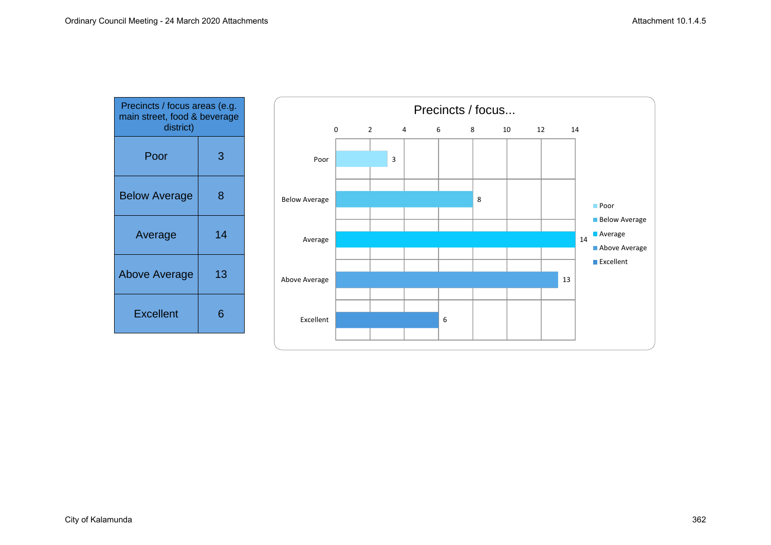| Precincts / focus areas (e.g. main street, food & beverage district) | |
|---|---|
| Poor | 3 |
| Below Average | 8 |
| Average | 14 |
| Above Average | 13 |
| Excellent | 6 |

**Precincts / focus...**

| Rating | Count |
|---|---|
| Poor | 3 |
| Below Average | 8 |
| Average | 14 |
| Above Average | 13 |
| Excellent | 6 |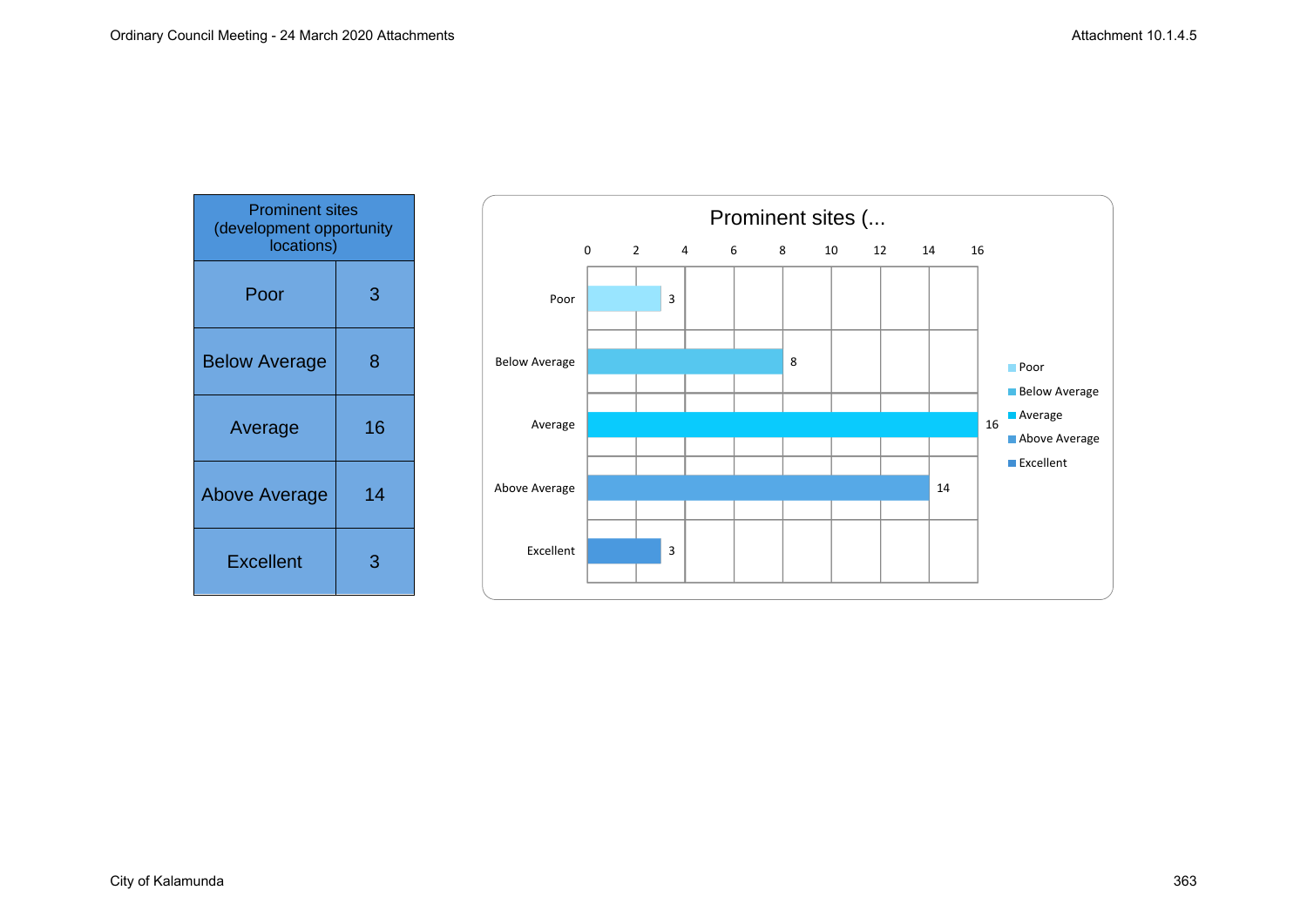| Prominent sites (development opportunity locations) | |
|---|---|
| Poor | 3 |
| Below Average | 8 |
| Average | 16 |
| Above Average | 14 |
| Excellent | 3 |

Prominent sites (...

| | Value |
|---|---|
| Poor | 3 |
| Below Average | 8 |
| Average | 16 |
| Above Average | 14 |
| Excellent | 3 |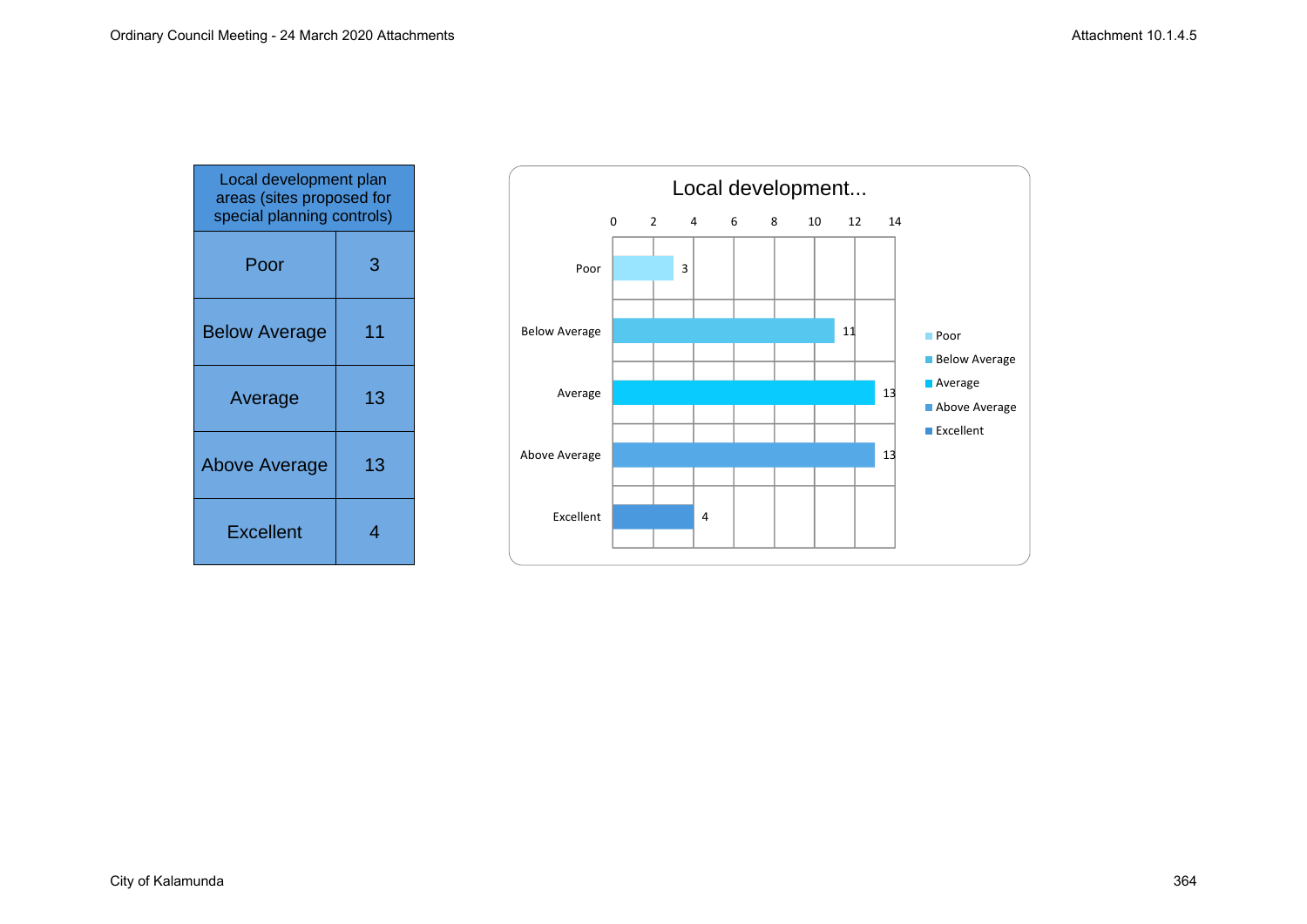| Local development plan areas (sites proposed for special planning controls) | |
|---|---|
| Poor | 3 |
| Below Average | 11 |
| Average | 13 |
| Above Average | 13 |
| Excellent | 4 |

Local development...

| Rating | Count |
|---|---|
| Poor | 3 |
| Below Average | 11 |
| Average | 13 |
| Above Average | 13 |
| Excellent | 4 |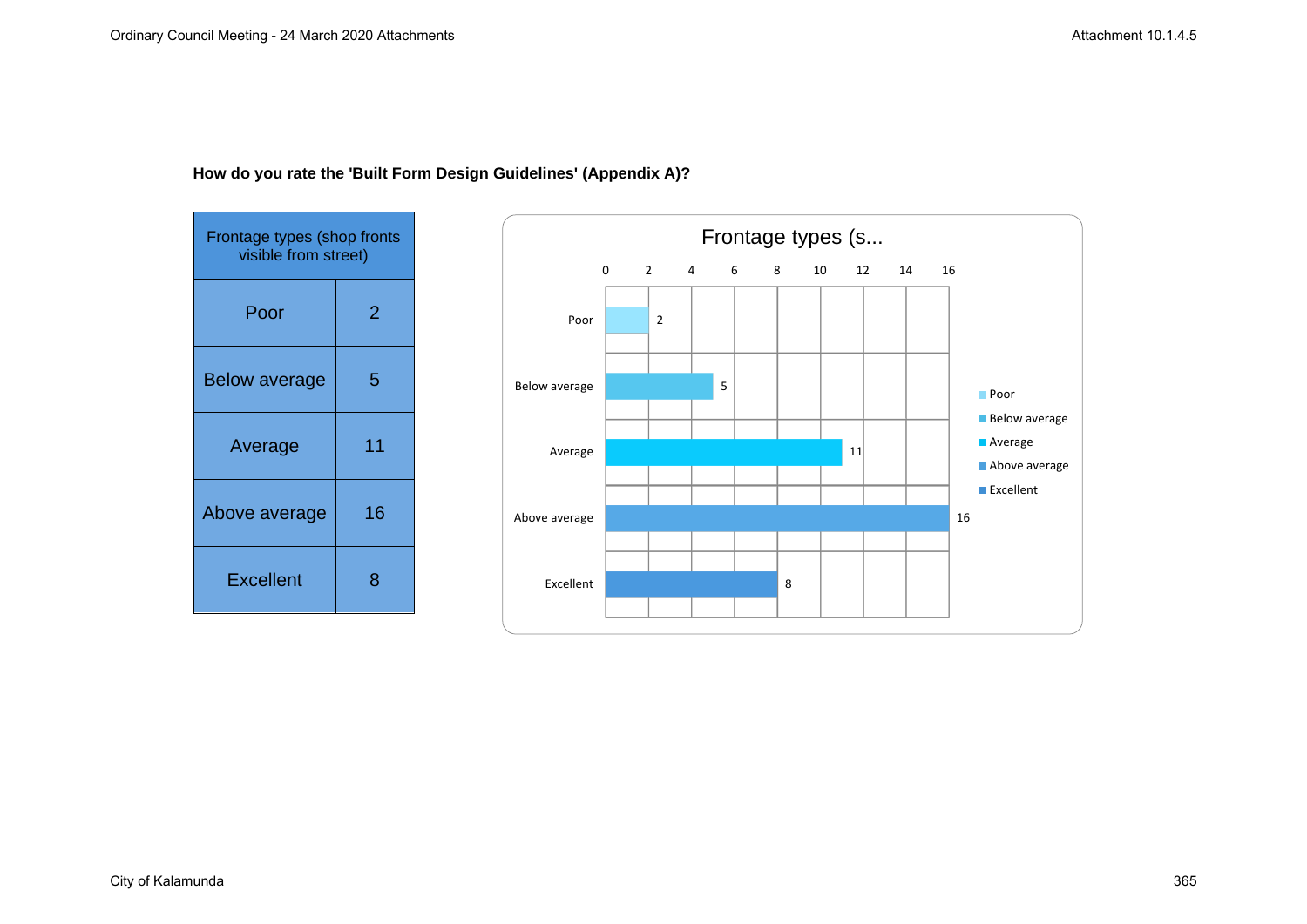**How do you rate the 'Built Form Design Guidelines' (Appendix A)?**

| Frontage types (shop fronts visible from street) | |
|---|---|
| Poor | 2 |
| Below average | 5 |
| Average | 11 |
| Above average | 16 |
| Excellent | 8 |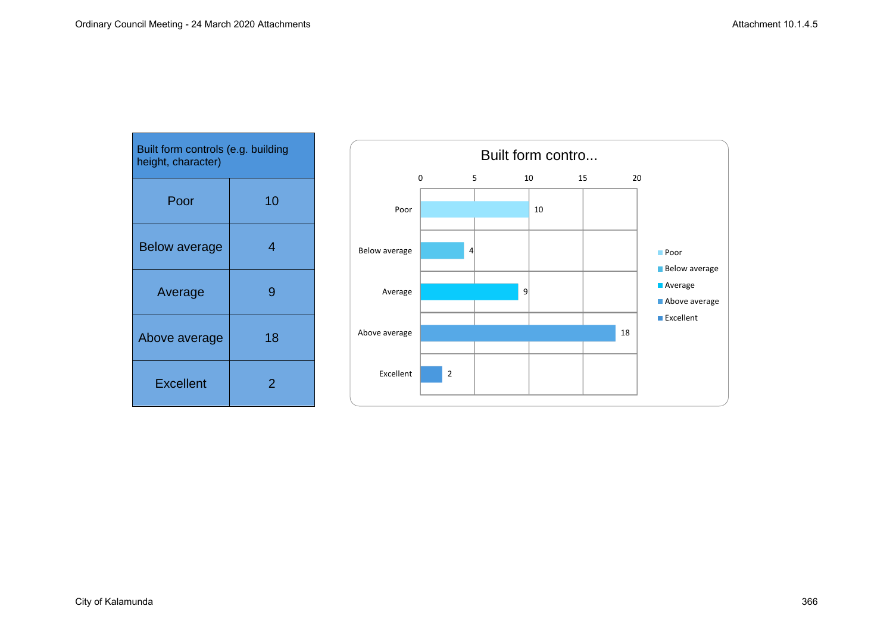| Built form controls (e.g. building height, character) | |
|---|---|
| Poor | 10 |
| Below average | 4 |
| Average | 9 |
| Above average | 18 |
| Excellent | 2 |

Built form contro...

| | Value |
|---|---|
| Poor | 10 |
| Below average | 4 |
| Average | 9 |
| Above average | 18 |
| Excellent | 2 |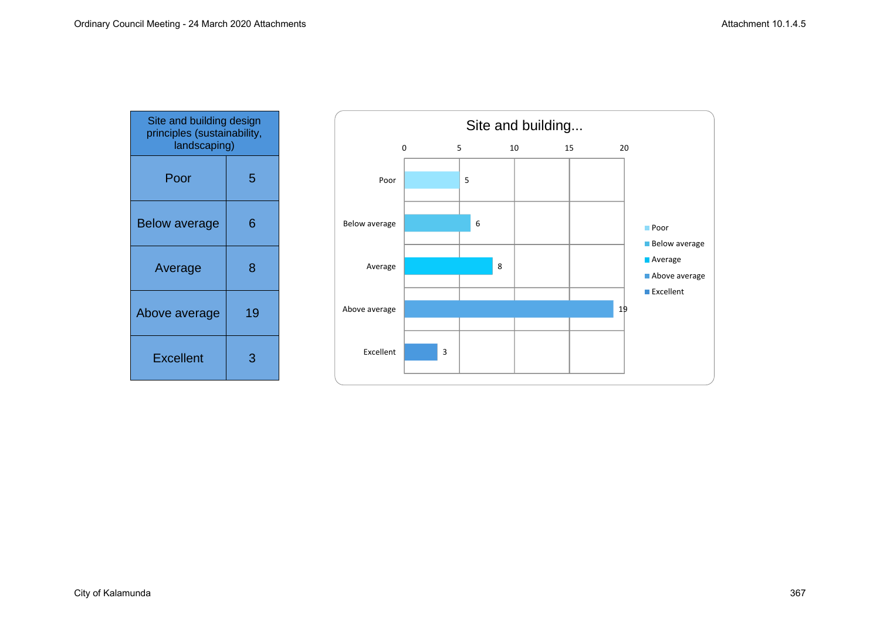| Site and building design principles (sustainability, landscaping) | |
|---|---|
| Poor | 5 |
| Below average | 6 |
| Average | 8 |
| Above average | 19 |
| Excellent | 3 |

Site and building...

| | |
|---|---|
| Poor | 5 |
| Below average | 6 |
| Average | 8 |
| Above average | 19 |
| Excellent | 3 |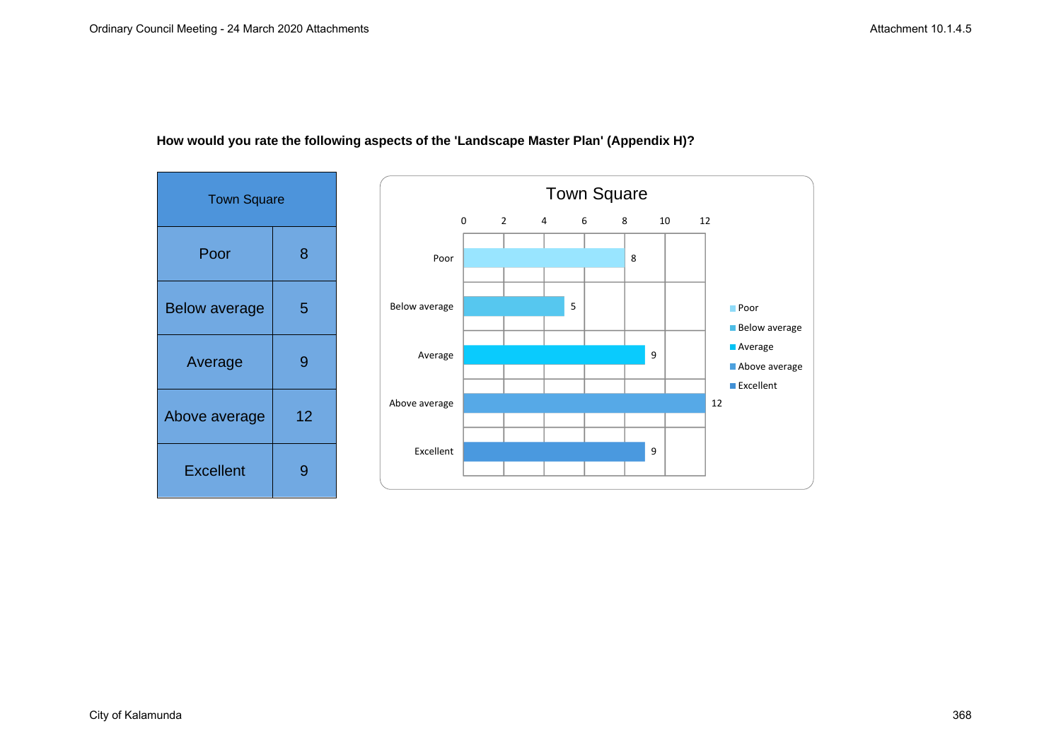**How would you rate the following aspects of the 'Landscape Master Plan' (Appendix H)?**

| Town Square | |
|---|---|
| Poor | 8 |
| Below average | 5 |
| Average | 9 |
| Above average | 12 |
| Excellent | 9 |

Town Square

| | Count |
|---|---|
| Poor | 8 |
| Below average | 5 |
| Average | 9 |
| Above average | 12 |
| Excellent | 9 |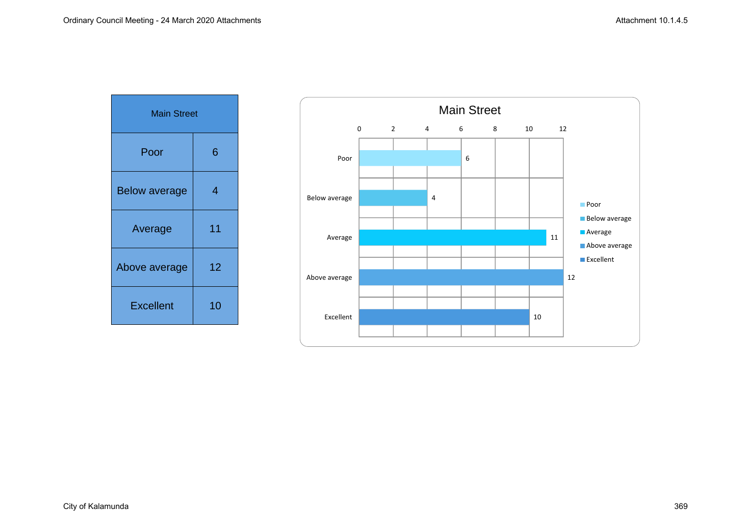| Main Street | |
|---|---|
| Poor | 6 |
| Below average | 4 |
| Average | 11 |
| Above average | 12 |
| Excellent | 10 |

Main Street

| Category | Value |
|---|---|
| Poor | 6 |
| Below average | 4 |
| Average | 11 |
| Above average | 12 |
| Excellent | 10 |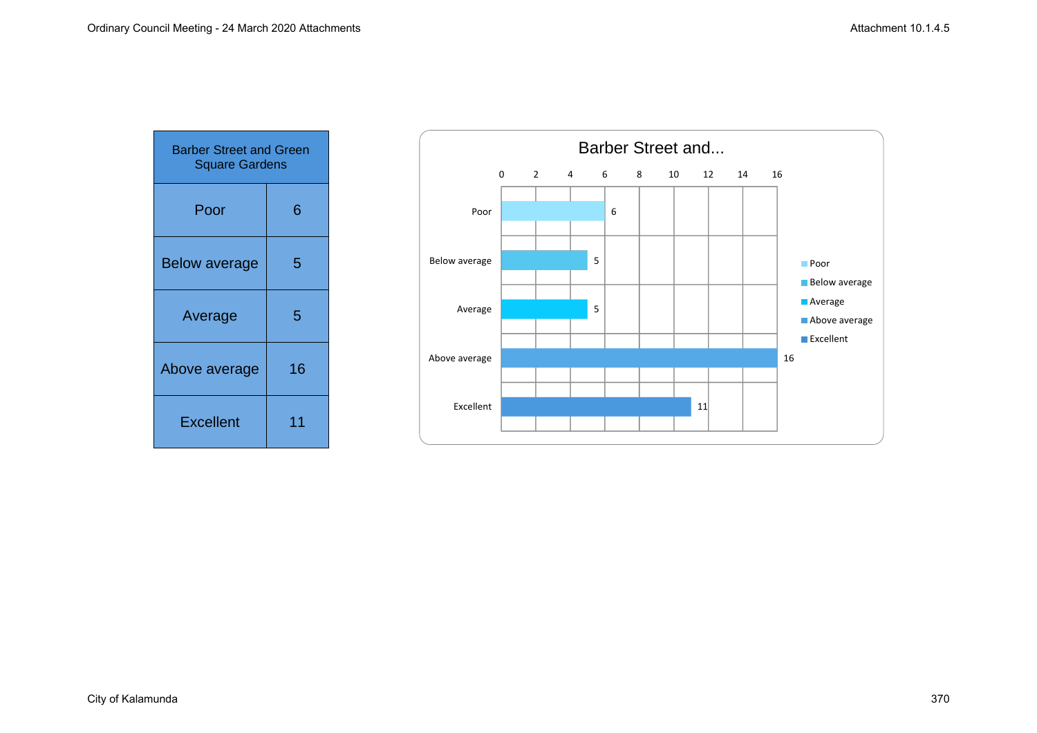| Barber Street and Green Square Gardens | |
|---|---|
| Poor | 6 |
| Below average | 5 |
| Average | 5 |
| Above average | 16 |
| Excellent | 11 |

Barber Street and...

| | Value |
|---|---|
| Poor | 6 |
| Below average | 5 |
| Average | 5 |
| Above average | 16 |
| Excellent | 11 |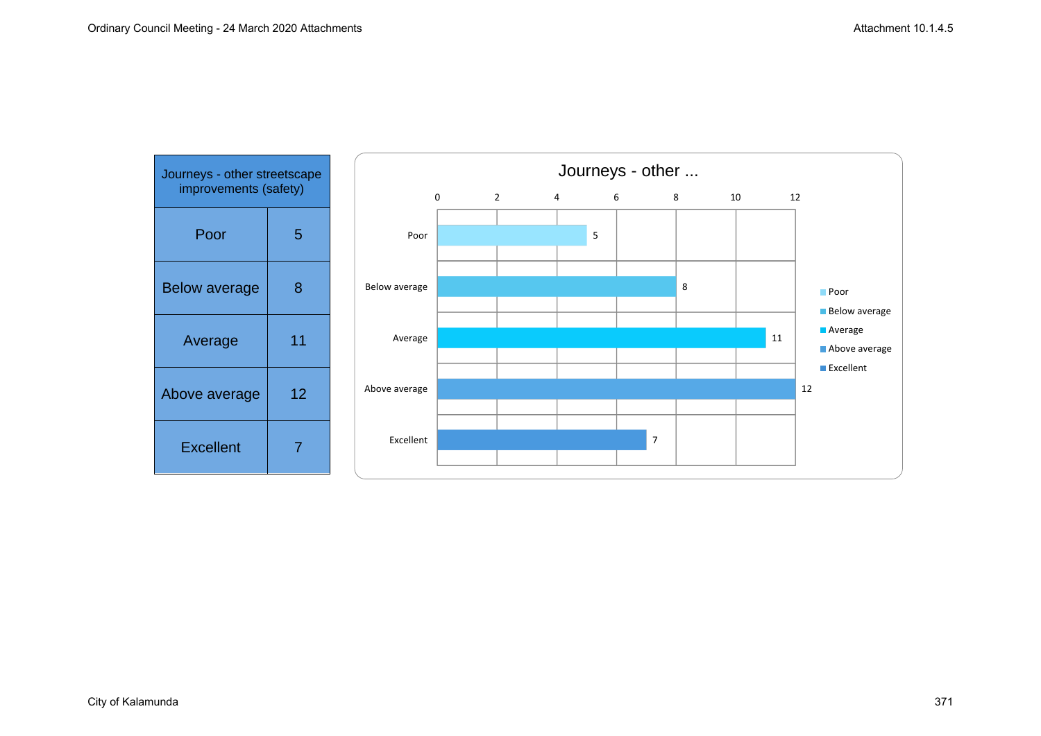| Journeys - other streetscape improvements (safety) | |
|---|---|
| Poor | 5 |
| Below average | 8 |
| Average | 11 |
| Above average | 12 |
| Excellent | 7 |

**Journeys - other ...**

| Rating | Count |
|---|---|
| Poor | 5 |
| Below average | 8 |
| Average | 11 |
| Above average | 12 |
| Excellent | 7 |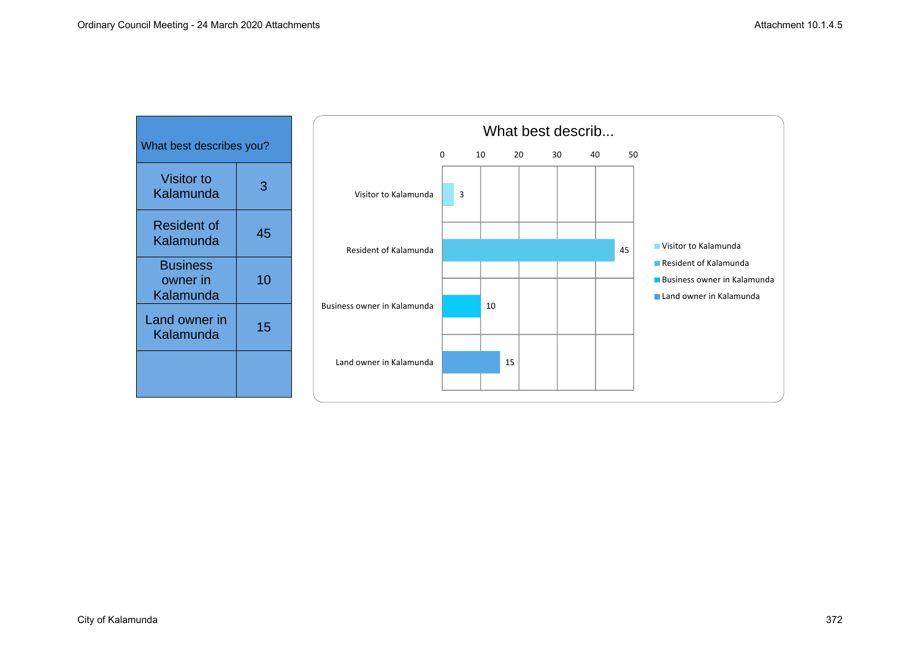| What best describes you? | |
|---|---|
| Visitor to Kalamunda | 3 |
| Resident of Kalamunda | 45 |
| Business owner in Kalamunda | 10 |
| Land owner in Kalamunda | 15 |
| | |

What best describ...

| Category | Value |
|---|---|
| Visitor to Kalamunda | 3 |
| Resident of Kalamunda | 45 |
| Business owner in Kalamunda | 10 |
| Land owner in Kalamunda | 15 |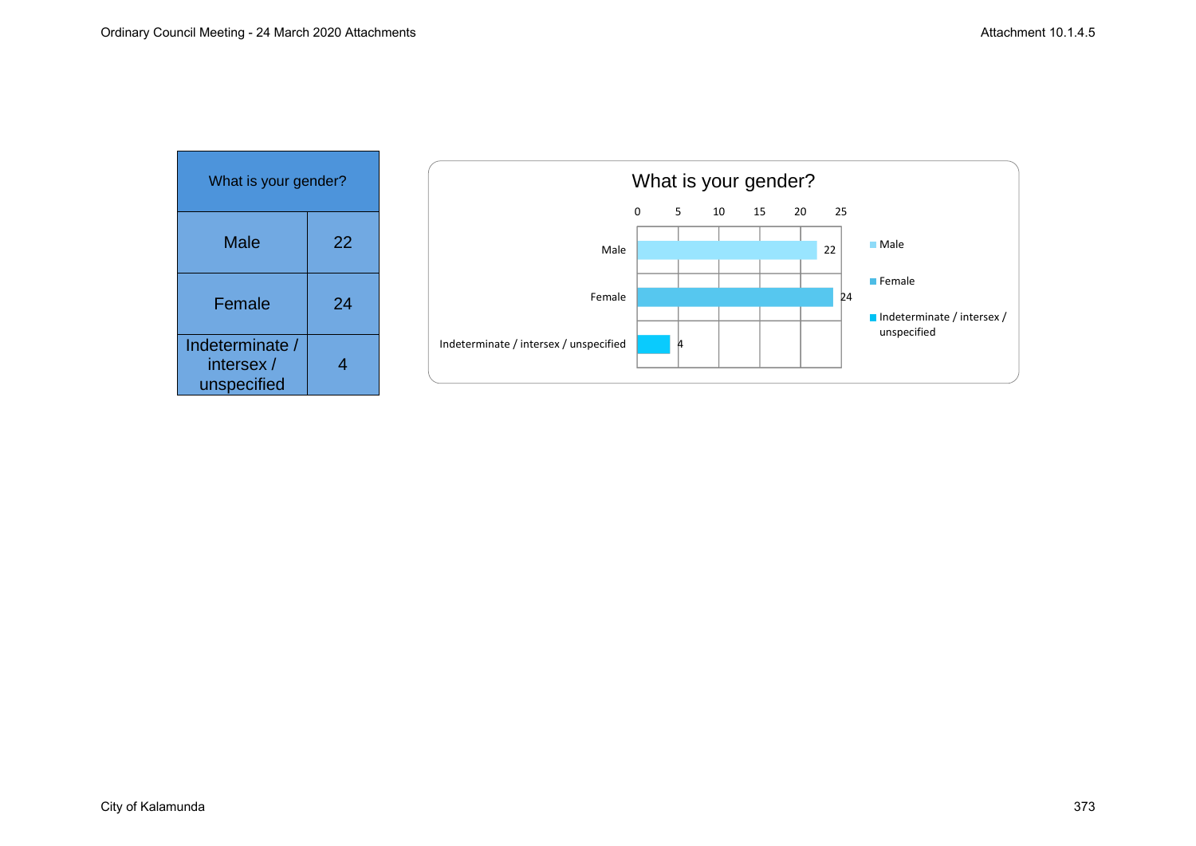| What is your gender? | |
|---|---|
| Male | 22 |
| Female | 24 |
| Indeterminate / intersex / unspecified | 4 |

**What is your gender?**

| | 0 | 5 | 10 | 15 | 20 | 25 |
|---|---|---|---|---|---|---|
| Male | 22 | | | | | |
| Female | 24 | | | | | |
| Indeterminate / intersex / unspecified | 4 | | | | | |

- Male
- Female
- Indeterminate / intersex / unspecified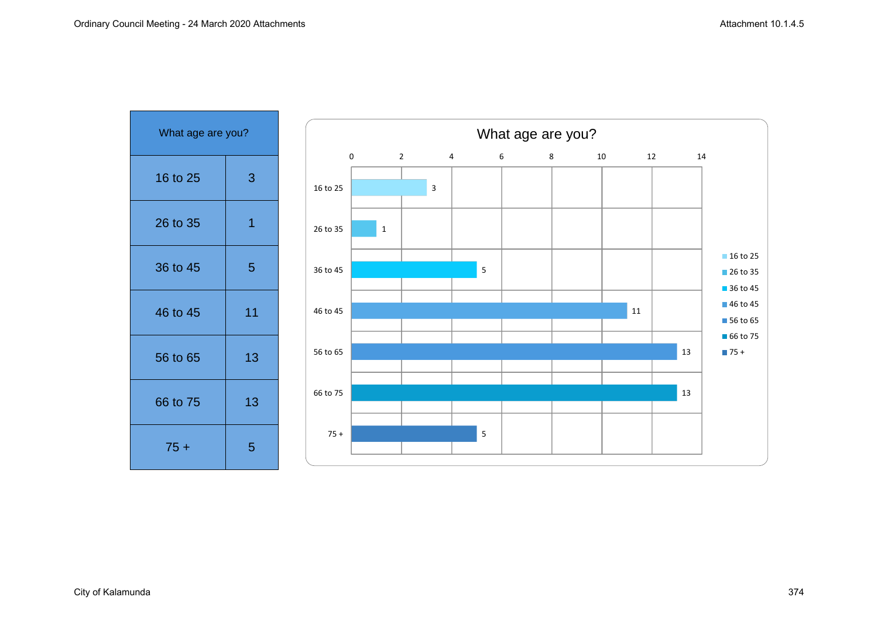| What age are you? | |
| --- | --- |
| 16 to 25 | 3 |
| 26 to 35 | 1 |
| 36 to 45 | 5 |
| 46 to 45 | 11 |
| 56 to 65 | 13 |
| 66 to 75 | 13 |
| 75 + | 5 |

What age are you?

0 2 4 6 8 10 12 14

16 to 25 — 3
26 to 35 — 1
36 to 45 — 5
46 to 45 — 11
56 to 65 — 13
66 to 75 — 13
75 + — 5

16 to 25
26 to 35
36 to 45
46 to 45
56 to 65
66 to 75
75 +